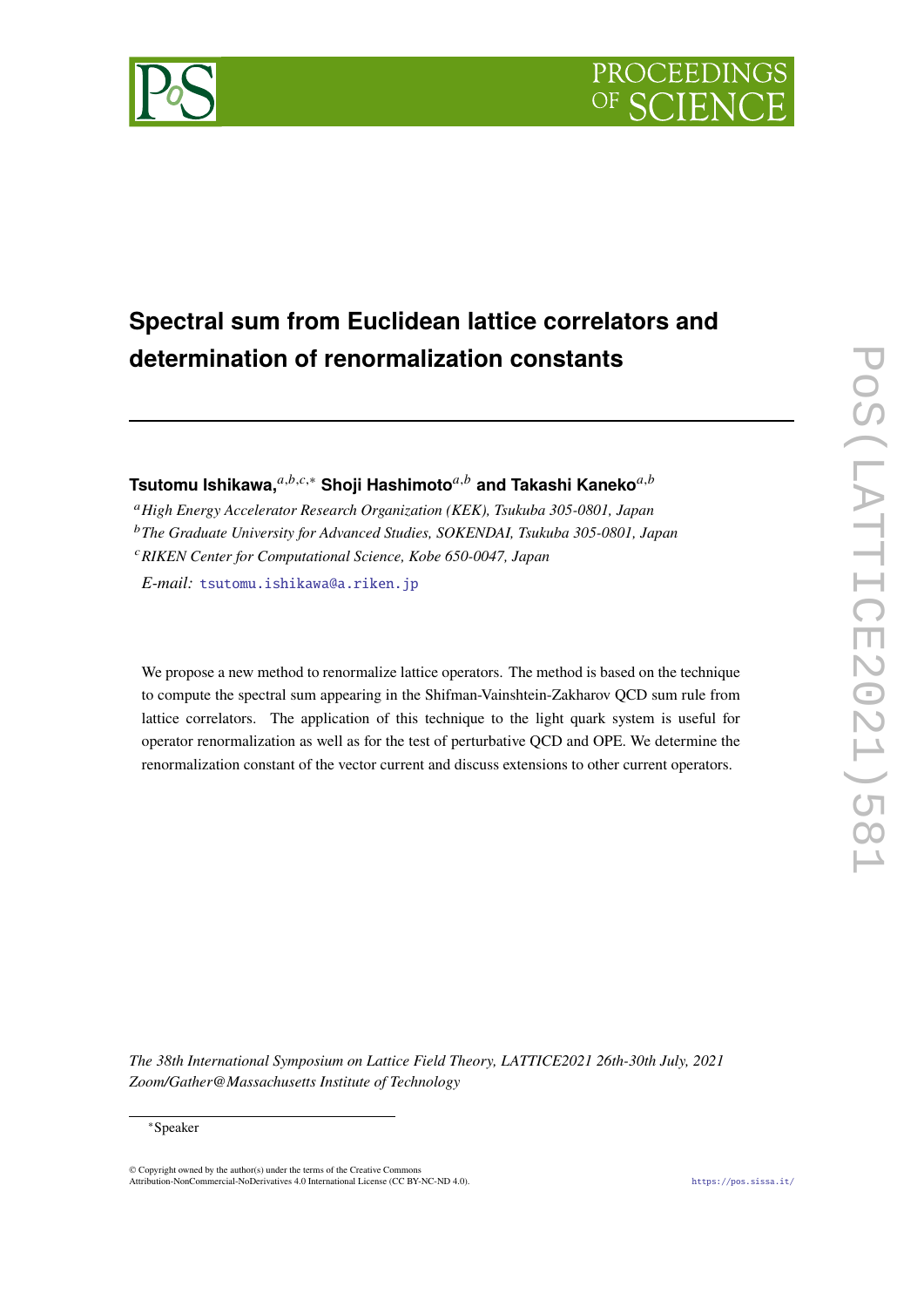# Spectral sum from Euclidean lattice correlators and determination of renormalization constants

**Tsutomu Ishikawa,**[a,b,c,*] **Shoji Hashimoto**[a,b] **and Takashi Kaneko**[a,b]

[a] *High Energy Accelerator Research Organization (KEK), Tsukuba 305-0801, Japan*

[b] *The Graduate University for Advanced Studies, SOKENDAI, Tsukuba 305-0801, Japan*

[c] *RIKEN Center for Computational Science, Kobe 650-0047, Japan*

*E-mail:* tsutomu.ishikawa@a.riken.jp

We propose a new method to renormalize lattice operators. The method is based on the technique to compute the spectral sum appearing in the Shifman-Vainshtein-Zakharov QCD sum rule from lattice correlators. The application of this technique to the light quark system is useful for operator renormalization as well as for the test of perturbative QCD and OPE. We determine the renormalization constant of the vector current and discuss extensions to other current operators.

*The 38th International Symposium on Lattice Field Theory, LATTICE2021 26th-30th July, 2021 Zoom/Gather@Massachusetts Institute of Technology*

*Speaker

© Copyright owned by the author(s) under the terms of the Creative Commons Attribution-NonCommercial-NoDerivatives 4.0 International License (CC BY-NC-ND 4.0).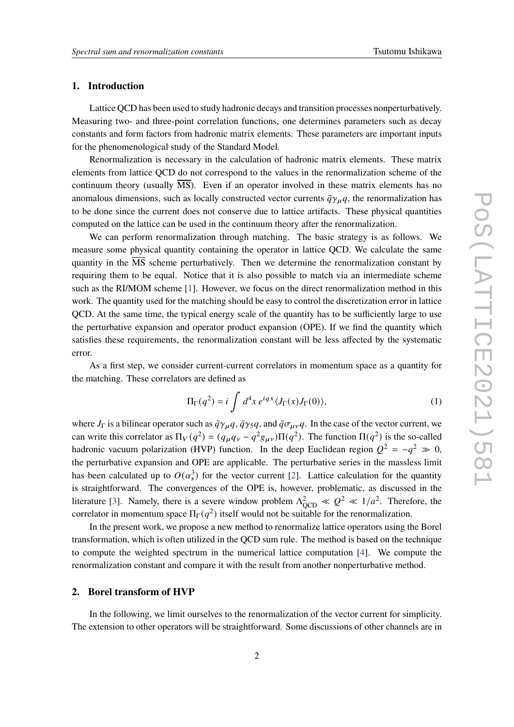## 1. Introduction

Lattice QCD has been used to study hadronic decays and transition processes nonperturbatively. Measuring two- and three-point correlation functions, one determines parameters such as decay constants and form factors from hadronic matrix elements. These parameters are important inputs for the phenomenological study of the Standard Model.

Renormalization is necessary in the calculation of hadronic matrix elements. These matrix elements from lattice QCD do not correspond to the values in the renormalization scheme of the continuum theory (usually $\overline{\text{MS}}$). Even if an operator involved in these matrix elements has no anomalous dimensions, such as locally constructed vector currents $\bar{q}\gamma_\mu q$, the renormalization has to be done since the current does not conserve due to lattice artifacts. These physical quantities computed on the lattice can be used in the continuum theory after the renormalization.

We can perform renormalization through matching. The basic strategy is as follows. We measure some physical quantity containing the operator in lattice QCD. We calculate the same quantity in the $\overline{\text{MS}}$ scheme perturbatively. Then we determine the renormalization constant by requiring them to be equal. Notice that it is also possible to match via an intermediate scheme such as the RI/MOM scheme [1]. However, we focus on the direct renormalization method in this work. The quantity used for the matching should be easy to control the discretization error in lattice QCD. At the same time, the typical energy scale of the quantity has to be sufficiently large to use the perturbative expansion and operator product expansion (OPE). If we find the quantity which satisfies these requirements, the renormalization constant will be less affected by the systematic error.

As a first step, we consider current-current correlators in momentum space as a quantity for the matching. These correlators are defined as

$$\Pi_\Gamma(q^2) = i \int d^4x \, e^{iqx} \langle J_\Gamma(x) J_\Gamma(0) \rangle, \tag{1}$$

where $J_\Gamma$ is a bilinear operator such as $\bar{q}\gamma_\mu q$, $\bar{q}\gamma_5 q$, and $\bar{q}\sigma_{\mu\nu}q$. In the case of the vector current, we can write this correlator as $\Pi_V(q^2) = (q_\mu q_\nu - q^2 g_{\mu\nu})\Pi(q^2)$. The function $\Pi(q^2)$ is the so-called hadronic vacuum polarization (HVP) function. In the deep Euclidean region $Q^2 = -q^2 \gg 0$, the perturbative expansion and OPE are applicable. The perturbative series in the massless limit has been calculated up to $O(\alpha_s^3)$ for the vector current [2]. Lattice calculation for the quantity is straightforward. The convergences of the OPE is, however, problematic, as discussed in the literature [3]. Namely, there is a severe window problem $\Lambda_{\text{QCD}}^2 \ll Q^2 \ll 1/a^2$. Therefore, the correlator in momentum space $\Pi_\Gamma(q^2)$ itself would not be suitable for the renormalization.

In the present work, we propose a new method to renormalize lattice operators using the Borel transformation, which is often utilized in the QCD sum rule. The method is based on the technique to compute the weighted spectrum in the numerical lattice computation [4]. We compute the renormalization constant and compare it with the result from another nonperturbative method.

## 2. Borel transform of HVP

In the following, we limit ourselves to the renormalization of the vector current for simplicity. The extension to other operators will be straightforward. Some discussions of other channels are in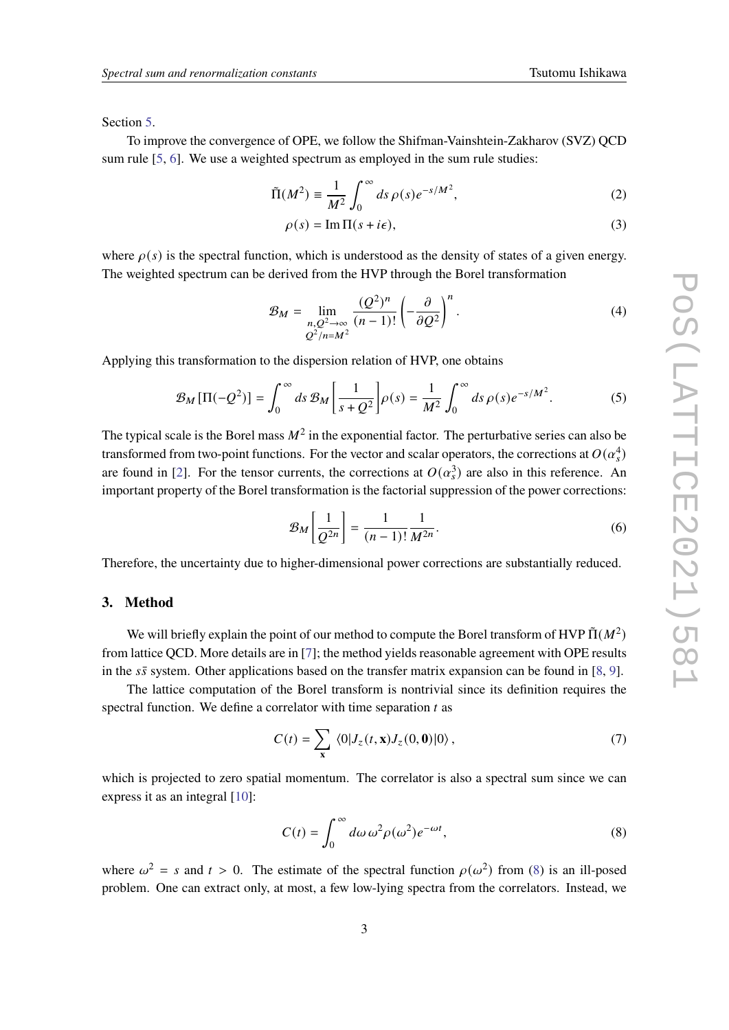Section 5.

To improve the convergence of OPE, we follow the Shifman-Vainshtein-Zakharov (SVZ) QCD sum rule [5, 6]. We use a weighted spectrum as employed in the sum rule studies:

$$\tilde{\Pi}(M^2) \equiv \frac{1}{M^2}\int_0^\infty ds\, \rho(s) e^{-s/M^2}, \tag{2}$$

$$\rho(s) = \mathrm{Im}\,\Pi(s + i\epsilon), \tag{3}$$

where $\rho(s)$ is the spectral function, which is understood as the density of states of a given energy. The weighted spectrum can be derived from the HVP through the Borel transformation

$$\mathcal{B}_M = \lim_{\substack{n, Q^2 \to \infty \\ Q^2/n = M^2}} \frac{(Q^2)^n}{(n-1)!}\left(-\frac{\partial}{\partial Q^2}\right)^n. \tag{4}$$

Applying this transformation to the dispersion relation of HVP, one obtains

$$\mathcal{B}_M\left[\Pi(-Q^2)\right] = \int_0^\infty ds\, \mathcal{B}_M\left[\frac{1}{s+Q^2}\right]\rho(s) = \frac{1}{M^2}\int_0^\infty ds\, \rho(s) e^{-s/M^2}. \tag{5}$$

The typical scale is the Borel mass $M^2$ in the exponential factor. The perturbative series can also be transformed from two-point functions. For the vector and scalar operators, the corrections at $O(\alpha_s^4)$ are found in [2]. For the tensor currents, the corrections at $O(\alpha_s^3)$ are also in this reference. An important property of the Borel transformation is the factorial suppression of the power corrections:

$$\mathcal{B}_M\left[\frac{1}{Q^{2n}}\right] = \frac{1}{(n-1)!}\frac{1}{M^{2n}}. \tag{6}$$

Therefore, the uncertainty due to higher-dimensional power corrections are substantially reduced.

## 3. Method

We will briefly explain the point of our method to compute the Borel transform of HVP $\tilde{\Pi}(M^2)$ from lattice QCD. More details are in [7]; the method yields reasonable agreement with OPE results in the $s\bar{s}$ system. Other applications based on the transfer matrix expansion can be found in [8, 9].

The lattice computation of the Borel transform is nontrivial since its definition requires the spectral function. We define a correlator with time separation $t$ as

$$C(t) = \sum_{\mathbf{x}} \langle 0|J_z(t,\mathbf{x})J_z(0,\mathbf{0})|0\rangle, \tag{7}$$

which is projected to zero spatial momentum. The correlator is also a spectral sum since we can express it as an integral [10]:

$$C(t) = \int_0^\infty d\omega\, \omega^2 \rho(\omega^2) e^{-\omega t}, \tag{8}$$

where $\omega^2 = s$ and $t > 0$. The estimate of the spectral function $\rho(\omega^2)$ from (8) is an ill-posed problem. One can extract only, at most, a few low-lying spectra from the correlators. Instead, we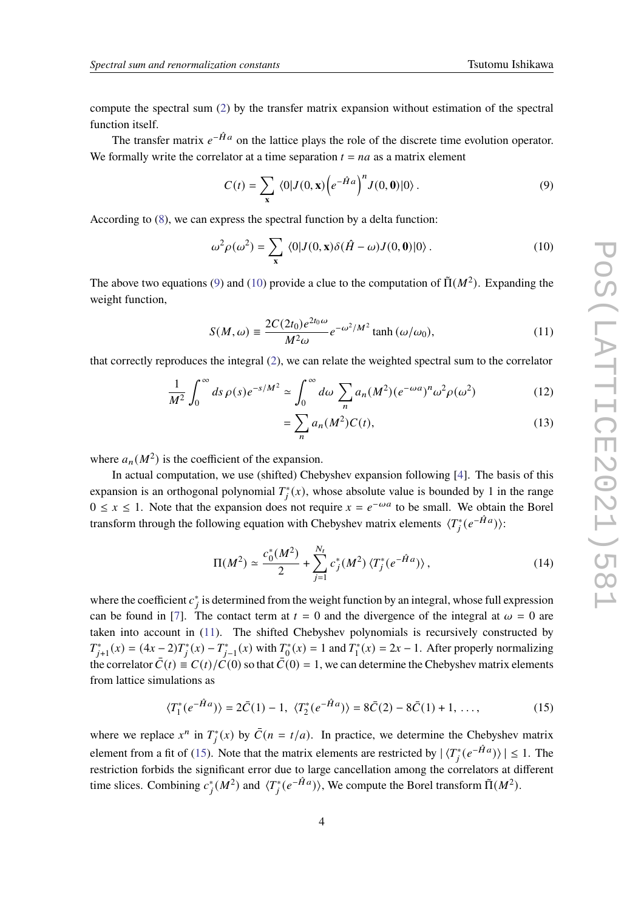compute the spectral sum (2) by the transfer matrix expansion without estimation of the spectral function itself.

The transfer matrix $e^{-\hat{H}a}$ on the lattice plays the role of the discrete time evolution operator. We formally write the correlator at a time separation $t = na$ as a matrix element

$$C(t) = \sum_{\mathbf{x}} \langle 0|J(0,\mathbf{x})\left(e^{-\hat{H}a}\right)^n J(0,\mathbf{0})|0\rangle\,. \tag{9}$$

According to (8), we can express the spectral function by a delta function:

$$\omega^2\rho(\omega^2) = \sum_{\mathbf{x}} \langle 0|J(0,\mathbf{x})\delta(\hat{H}-\omega)J(0,\mathbf{0})|0\rangle\,. \tag{10}$$

The above two equations (9) and (10) provide a clue to the computation of $\tilde{\Pi}(M^2)$. Expanding the weight function,

$$S(M,\omega) \equiv \frac{2C(2t_0)e^{2t_0\omega}}{M^2\omega}e^{-\omega^2/M^2}\tanh\left(\omega/\omega_0\right), \tag{11}$$

that correctly reproduces the integral (2), we can relate the weighted spectral sum to the correlator

$$\frac{1}{M^2}\int_0^\infty ds\,\rho(s)e^{-s/M^2} \simeq \int_0^\infty d\omega\,\sum_n a_n(M^2)(e^{-\omega a})^n\omega^2\rho(\omega^2) \tag{12}$$

$$= \sum_n a_n(M^2)C(t), \tag{13}$$

where $a_n(M^2)$ is the coefficient of the expansion.

In actual computation, we use (shifted) Chebyshev expansion following [4]. The basis of this expansion is an orthogonal polynomial $T_j^*(x)$, whose absolute value is bounded by 1 in the range $0 \le x \le 1$. Note that the expansion does not require $x = e^{-\omega a}$ to be small. We obtain the Borel transform through the following equation with Chebyshev matrix elements $\langle T_j^*(e^{-\hat{H}a})\rangle$:

$$\Pi(M^2) \simeq \frac{c_0^*(M^2)}{2} + \sum_{j=1}^{N_t} c_j^*(M^2)\,\langle T_j^*(e^{-\hat{H}a})\rangle\,, \tag{14}$$

where the coefficient $c_j^*$ is determined from the weight function by an integral, whose full expression can be found in [7]. The contact term at $t = 0$ and the divergence of the integral at $\omega = 0$ are taken into account in (11). The shifted Chebyshev polynomials is recursively constructed by $T_{j+1}^*(x) = (4x-2)T_j^*(x) - T_{j-1}^*(x)$ with $T_0^*(x) = 1$ and $T_1^*(x) = 2x - 1$. After properly normalizing the correlator $\bar{C}(t) \equiv C(t)/C(0)$ so that $\bar{C}(0) = 1$, we can determine the Chebyshev matrix elements from lattice simulations as

$$\langle T_1^*(e^{-\hat{H}a})\rangle = 2\bar{C}(1) - 1,\ \langle T_2^*(e^{-\hat{H}a})\rangle = 8\bar{C}(2) - 8\bar{C}(1) + 1,\ \ldots, \tag{15}$$

where we replace $x^n$ in $T_j^*(x)$ by $\bar{C}(n = t/a)$. In practice, we determine the Chebyshev matrix element from a fit of (15). Note that the matrix elements are restricted by $|\langle T_j^*(e^{-\hat{H}a})\rangle| \le 1$. The restriction forbids the significant error due to large cancellation among the correlators at different time slices. Combining $c_j^*(M^2)$ and $\langle T_j^*(e^{-\hat{H}a})\rangle$, We compute the Borel transform $\tilde{\Pi}(M^2)$.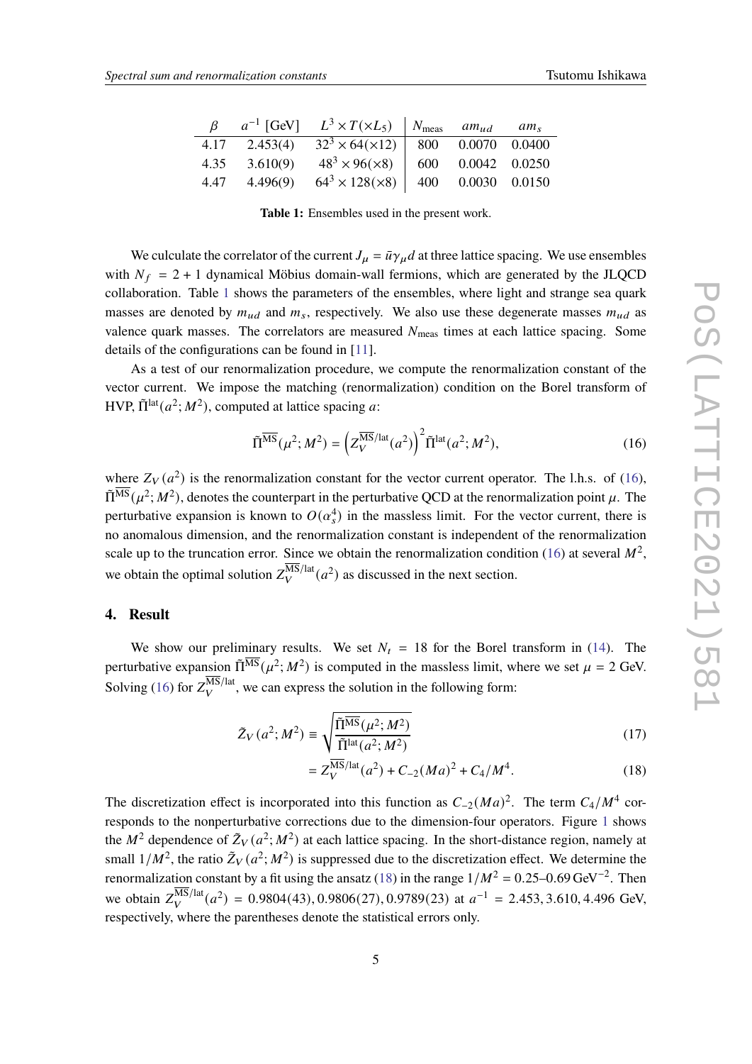| $\beta$ | $a^{-1}$ [GeV] | $L^3 \times T(\times L_5)$ | $N_{\rm meas}$ | $am_{ud}$ | $am_s$ |
|---|---|---|---|---|---|
| 4.17 | 2.453(4) | $32^3 \times 64(\times 12)$ | 800 | 0.0070 | 0.0400 |
| 4.35 | 3.610(9) | $48^3 \times 96(\times 8)$ | 600 | 0.0042 | 0.0250 |
| 4.47 | 4.496(9) | $64^3 \times 128(\times 8)$ | 400 | 0.0030 | 0.0150 |

**Table 1:** Ensembles used in the present work.

We culculate the correlator of the current $J_\mu = \bar{u}\gamma_\mu d$ at three lattice spacing. We use ensembles with $N_f = 2+1$ dynamical Möbius domain-wall fermions, which are generated by the JLQCD collaboration. Table 1 shows the parameters of the ensembles, where light and strange sea quark masses are denoted by $m_{ud}$ and $m_s$, respectively. We also use these degenerate masses $m_{ud}$ as valence quark masses. The correlators are measured $N_{\rm meas}$ times at each lattice spacing. Some details of the configurations can be found in [11].

As a test of our renormalization procedure, we compute the renormalization constant of the vector current. We impose the matching (renormalization) condition on the Borel transform of HVP, $\tilde{\Pi}^{\rm lat}(a^2; M^2)$, computed at lattice spacing $a$:

$$\tilde{\Pi}^{\overline{\rm MS}}(\mu^2; M^2) = \left(Z_V^{\overline{\rm MS}/{\rm lat}}(a^2)\right)^2 \tilde{\Pi}^{\rm lat}(a^2; M^2), \tag{16}$$

where $Z_V(a^2)$ is the renormalization constant for the vector current operator. The l.h.s. of (16), $\tilde{\Pi}^{\overline{\rm MS}}(\mu^2; M^2)$, denotes the counterpart in the perturbative QCD at the renormalization point $\mu$. The perturbative expansion is known to $O(\alpha_s^4)$ in the massless limit. For the vector current, there is no anomalous dimension, and the renormalization constant is independent of the renormalization scale up to the truncation error. Since we obtain the renormalization condition (16) at several $M^2$, we obtain the optimal solution $Z_V^{\overline{\rm MS}/{\rm lat}}(a^2)$ as discussed in the next section.

## 4. Result

We show our preliminary results. We set $N_t = 18$ for the Borel transform in (14). The perturbative expansion $\tilde{\Pi}^{\overline{\rm MS}}(\mu^2; M^2)$ is computed in the massless limit, where we set $\mu = 2$ GeV. Solving (16) for $Z_V^{\overline{\rm MS}/{\rm lat}}$, we can express the solution in the following form:

$$\tilde{Z}_V(a^2; M^2) \equiv \sqrt{\frac{\tilde{\Pi}^{\overline{\rm MS}}(\mu^2; M^2)}{\tilde{\Pi}^{\rm lat}(a^2; M^2)}} \tag{17}$$

$$= Z_V^{\overline{\rm MS}/{\rm lat}}(a^2) + C_{-2}(Ma)^2 + C_4/M^4. \tag{18}$$

The discretization effect is incorporated into this function as $C_{-2}(Ma)^2$. The term $C_4/M^4$ corresponds to the nonperturbative corrections due to the dimension-four operators. Figure 1 shows the $M^2$ dependence of $\tilde{Z}_V(a^2; M^2)$ at each lattice spacing. In the short-distance region, namely at small $1/M^2$, the ratio $\tilde{Z}_V(a^2; M^2)$ is suppressed due to the discretization effect. We determine the renormalization constant by a fit using the ansatz (18) in the range $1/M^2 = 0.25$–$0.69\,{\rm GeV}^{-2}$. Then we obtain $Z_V^{\overline{\rm MS}/{\rm lat}}(a^2) = 0.9804(43), 0.9806(27), 0.9789(23)$ at $a^{-1} = 2.453, 3.610, 4.496$ GeV, respectively, where the parentheses denote the statistical errors only.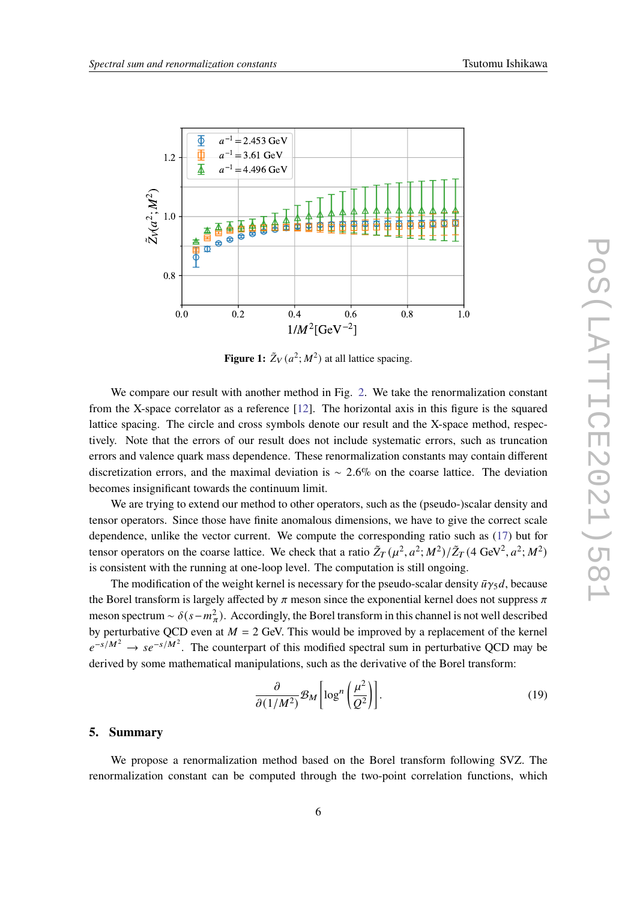**Figure 1:** $\tilde{Z}_V(a^2; M^2)$ at all lattice spacing.

We compare our result with another method in Fig. 2. We take the renormalization constant from the X-space correlator as a reference [12]. The horizontal axis in this figure is the squared lattice spacing. The circle and cross symbols denote our result and the X-space method, respectively. Note that the errors of our result does not include systematic errors, such as truncation errors and valence quark mass dependence. These renormalization constants may contain different discretization errors, and the maximal deviation is $\sim 2.6\%$ on the coarse lattice. The deviation becomes insignificant towards the continuum limit.

We are trying to extend our method to other operators, such as the (pseudo-)scalar density and tensor operators. Since those have finite anomalous dimensions, we have to give the correct scale dependence, unlike the vector current. We compute the corresponding ratio such as (17) but for tensor operators on the coarse lattice. We check that a ratio $\tilde{Z}_T(\mu^2, a^2; M^2)/\tilde{Z}_T(4\ \mathrm{GeV}^2, a^2; M^2)$ is consistent with the running at one-loop level. The computation is still ongoing.

The modification of the weight kernel is necessary for the pseudo-scalar density $\bar{u}\gamma_5 d$, because the Borel transform is largely affected by $\pi$ meson since the exponential kernel does not suppress $\pi$ meson spectrum $\sim \delta(s - m_\pi^2)$. Accordingly, the Borel transform in this channel is not well described by perturbative QCD even at $M = 2$ GeV. This would be improved by a replacement of the kernel $e^{-s/M^2} \to s e^{-s/M^2}$. The counterpart of this modified spectral sum in perturbative QCD may be derived by some mathematical manipulations, such as the derivative of the Borel transform:

$$\frac{\partial}{\partial(1/M^2)} \mathcal{B}_M \left[ \log^n \left( \frac{\mu^2}{Q^2} \right) \right]. \tag{19}$$

## 5. Summary

We propose a renormalization method based on the Borel transform following SVZ. The renormalization constant can be computed through the two-point correlation functions, which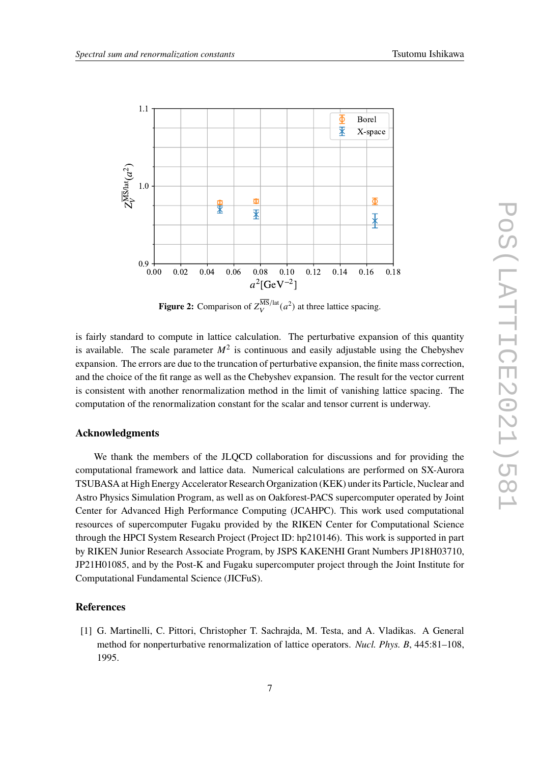**Figure 2:** Comparison of $Z_V^{\overline{\text{MS}}/\text{lat}}(a^2)$ at three lattice spacing.

is fairly standard to compute in lattice calculation. The perturbative expansion of this quantity is available. The scale parameter $M^2$ is continuous and easily adjustable using the Chebyshev expansion. The errors are due to the truncation of perturbative expansion, the finite mass correction, and the choice of the fit range as well as the Chebyshev expansion. The result for the vector current is consistent with another renormalization method in the limit of vanishing lattice spacing. The computation of the renormalization constant for the scalar and tensor current is underway.

## Acknowledgments

We thank the members of the JLQCD collaboration for discussions and for providing the computational framework and lattice data. Numerical calculations are performed on SX-Aurora TSUBASA at High Energy Accelerator Research Organization (KEK) under its Particle, Nuclear and Astro Physics Simulation Program, as well as on Oakforest-PACS supercomputer operated by Joint Center for Advanced High Performance Computing (JCAHPC). This work used computational resources of supercomputer Fugaku provided by the RIKEN Center for Computational Science through the HPCI System Research Project (Project ID: hp210146). This work is supported in part by RIKEN Junior Research Associate Program, by JSPS KAKENHI Grant Numbers JP18H03710, JP21H01085, and by the Post-K and Fugaku supercomputer project through the Joint Institute for Computational Fundamental Science (JICFuS).

## References

[1] G. Martinelli, C. Pittori, Christopher T. Sachrajda, M. Testa, and A. Vladikas. A General method for nonperturbative renormalization of lattice operators. *Nucl. Phys. B*, 445:81–108, 1995.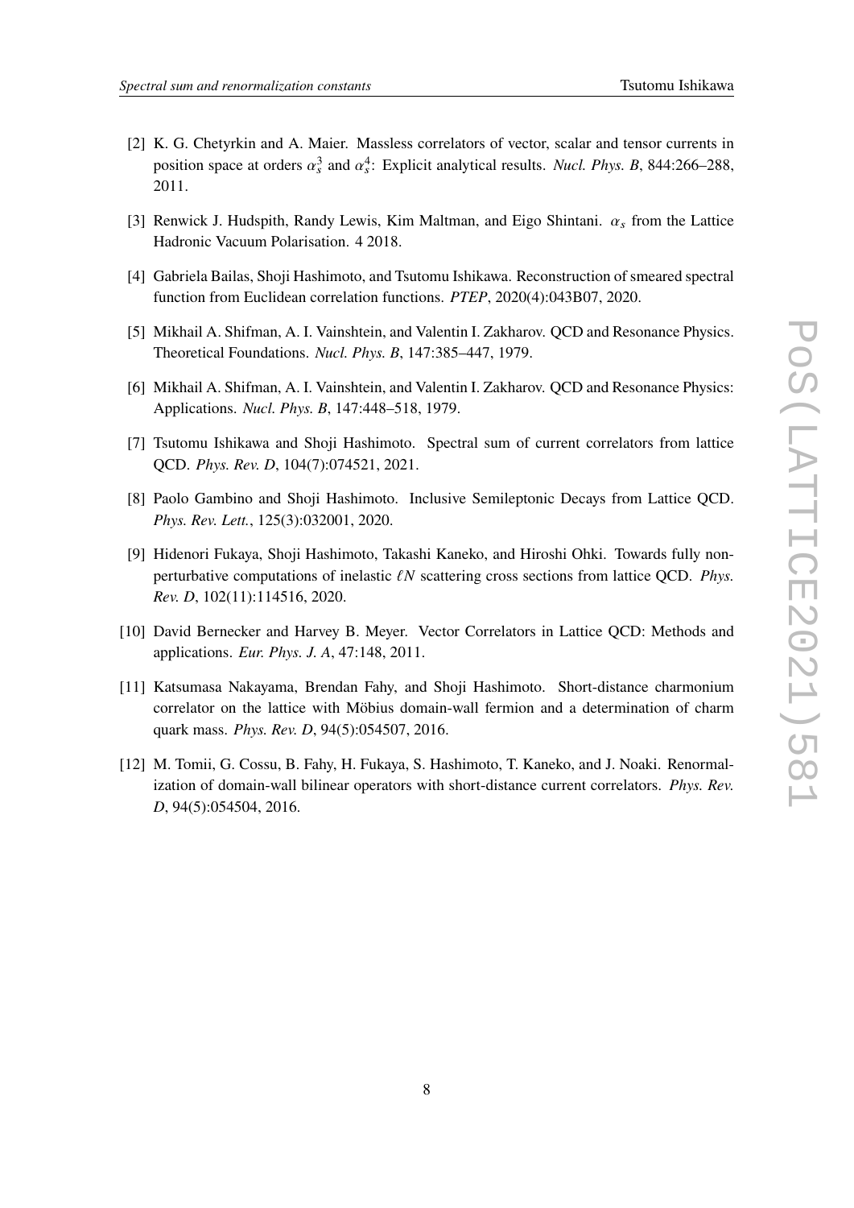[2] K. G. Chetyrkin and A. Maier. Massless correlators of vector, scalar and tensor currents in position space at orders $\alpha_s^3$ and $\alpha_s^4$: Explicit analytical results. *Nucl. Phys. B*, 844:266–288, 2011.

[3] Renwick J. Hudspith, Randy Lewis, Kim Maltman, and Eigo Shintani. $\alpha_s$ from the Lattice Hadronic Vacuum Polarisation. 4 2018.

[4] Gabriela Bailas, Shoji Hashimoto, and Tsutomu Ishikawa. Reconstruction of smeared spectral function from Euclidean correlation functions. *PTEP*, 2020(4):043B07, 2020.

[5] Mikhail A. Shifman, A. I. Vainshtein, and Valentin I. Zakharov. QCD and Resonance Physics. Theoretical Foundations. *Nucl. Phys. B*, 147:385–447, 1979.

[6] Mikhail A. Shifman, A. I. Vainshtein, and Valentin I. Zakharov. QCD and Resonance Physics: Applications. *Nucl. Phys. B*, 147:448–518, 1979.

[7] Tsutomu Ishikawa and Shoji Hashimoto. Spectral sum of current correlators from lattice QCD. *Phys. Rev. D*, 104(7):074521, 2021.

[8] Paolo Gambino and Shoji Hashimoto. Inclusive Semileptonic Decays from Lattice QCD. *Phys. Rev. Lett.*, 125(3):032001, 2020.

[9] Hidenori Fukaya, Shoji Hashimoto, Takashi Kaneko, and Hiroshi Ohki. Towards fully non-perturbative computations of inelastic $\ell N$ scattering cross sections from lattice QCD. *Phys. Rev. D*, 102(11):114516, 2020.

[10] David Bernecker and Harvey B. Meyer. Vector Correlators in Lattice QCD: Methods and applications. *Eur. Phys. J. A*, 47:148, 2011.

[11] Katsumasa Nakayama, Brendan Fahy, and Shoji Hashimoto. Short-distance charmonium correlator on the lattice with Möbius domain-wall fermion and a determination of charm quark mass. *Phys. Rev. D*, 94(5):054507, 2016.

[12] M. Tomii, G. Cossu, B. Fahy, H. Fukaya, S. Hashimoto, T. Kaneko, and J. Noaki. Renormalization of domain-wall bilinear operators with short-distance current correlators. *Phys. Rev. D*, 94(5):054504, 2016.